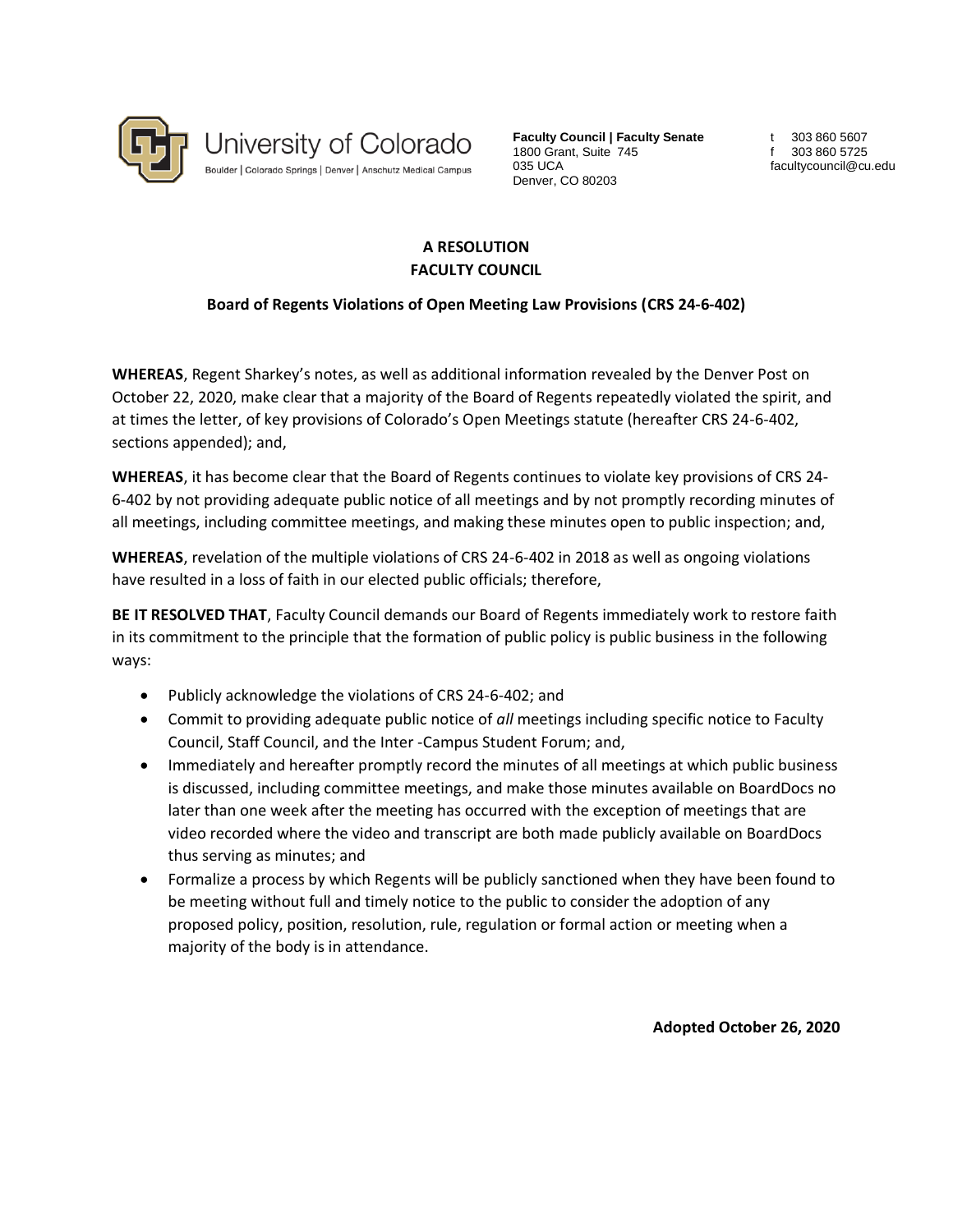University of Colorado
Boulder | Colorado Springs | Denver | Anschutz Medical Campus

**Faculty Council | Faculty Senate**
1800 Grant, Suite 745
035 UCA
Denver, CO 80203

t 303 860 5607
f 303 860 5725
facultycouncil@cu.edu

# A RESOLUTION
# FACULTY COUNCIL

## Board of Regents Violations of Open Meeting Law Provisions (CRS 24-6-402)

**WHEREAS**, Regent Sharkey's notes, as well as additional information revealed by the Denver Post on October 22, 2020, make clear that a majority of the Board of Regents repeatedly violated the spirit, and at times the letter, of key provisions of Colorado's Open Meetings statute (hereafter CRS 24-6-402, sections appended); and,

**WHEREAS**, it has become clear that the Board of Regents continues to violate key provisions of CRS 24-6-402 by not providing adequate public notice of all meetings and by not promptly recording minutes of all meetings, including committee meetings, and making these minutes open to public inspection; and,

**WHEREAS**, revelation of the multiple violations of CRS 24-6-402 in 2018 as well as ongoing violations have resulted in a loss of faith in our elected public officials; therefore,

**BE IT RESOLVED THAT**, Faculty Council demands our Board of Regents immediately work to restore faith in its commitment to the principle that the formation of public policy is public business in the following ways:

- Publicly acknowledge the violations of CRS 24-6-402; and
- Commit to providing adequate public notice of *all* meetings including specific notice to Faculty Council, Staff Council, and the Inter -Campus Student Forum; and,
- Immediately and hereafter promptly record the minutes of all meetings at which public business is discussed, including committee meetings, and make those minutes available on BoardDocs no later than one week after the meeting has occurred with the exception of meetings that are video recorded where the video and transcript are both made publicly available on BoardDocs thus serving as minutes; and
- Formalize a process by which Regents will be publicly sanctioned when they have been found to be meeting without full and timely notice to the public to consider the adoption of any proposed policy, position, resolution, rule, regulation or formal action or meeting when a majority of the body is in attendance.

**Adopted October 26, 2020**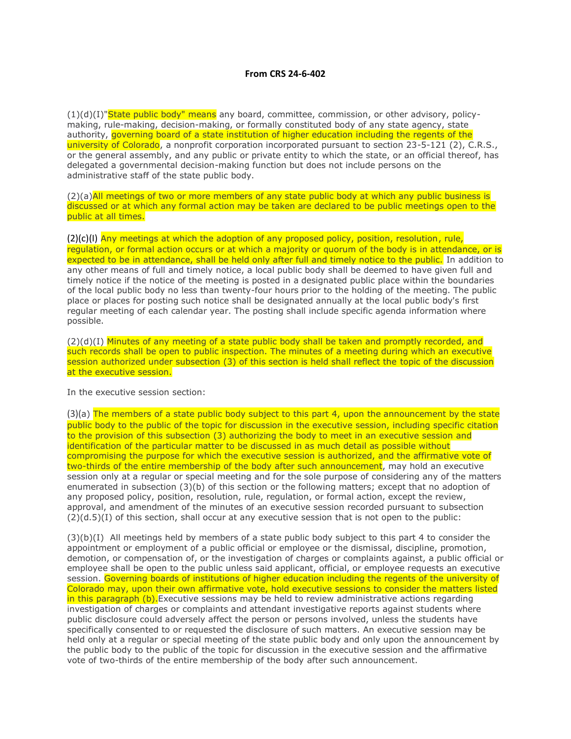**From CRS 24-6-402**

(1)(d)(I)"State public body" means any board, committee, commission, or other advisory, policy-making, rule-making, decision-making, or formally constituted body of any state agency, state authority, governing board of a state institution of higher education including the regents of the university of Colorado, a nonprofit corporation incorporated pursuant to section 23-5-121 (2), C.R.S., or the general assembly, and any public or private entity to which the state, or an official thereof, has delegated a governmental decision-making function but does not include persons on the administrative staff of the state public body.

(2)(a)All meetings of two or more members of any state public body at which any public business is discussed or at which any formal action may be taken are declared to be public meetings open to the public at all times.

(2)(c)(I) Any meetings at which the adoption of any proposed policy, position, resolution, rule, regulation, or formal action occurs or at which a majority or quorum of the body is in attendance, or is expected to be in attendance, shall be held only after full and timely notice to the public. In addition to any other means of full and timely notice, a local public body shall be deemed to have given full and timely notice if the notice of the meeting is posted in a designated public place within the boundaries of the local public body no less than twenty-four hours prior to the holding of the meeting. The public place or places for posting such notice shall be designated annually at the local public body's first regular meeting of each calendar year. The posting shall include specific agenda information where possible.

(2)(d)(I) Minutes of any meeting of a state public body shall be taken and promptly recorded, and such records shall be open to public inspection. The minutes of a meeting during which an executive session authorized under subsection (3) of this section is held shall reflect the topic of the discussion at the executive session.

In the executive session section:

(3)(a) The members of a state public body subject to this part 4, upon the announcement by the state public body to the public of the topic for discussion in the executive session, including specific citation to the provision of this subsection (3) authorizing the body to meet in an executive session and identification of the particular matter to be discussed in as much detail as possible without compromising the purpose for which the executive session is authorized, and the affirmative vote of two-thirds of the entire membership of the body after such announcement, may hold an executive session only at a regular or special meeting and for the sole purpose of considering any of the matters enumerated in subsection (3)(b) of this section or the following matters; except that no adoption of any proposed policy, position, resolution, rule, regulation, or formal action, except the review, approval, and amendment of the minutes of an executive session recorded pursuant to subsection (2)(d.5)(I) of this section, shall occur at any executive session that is not open to the public:

(3)(b)(I) All meetings held by members of a state public body subject to this part 4 to consider the appointment or employment of a public official or employee or the dismissal, discipline, promotion, demotion, or compensation of, or the investigation of charges or complaints against, a public official or employee shall be open to the public unless said applicant, official, or employee requests an executive session. Governing boards of institutions of higher education including the regents of the university of Colorado may, upon their own affirmative vote, hold executive sessions to consider the matters listed in this paragraph (b).Executive sessions may be held to review administrative actions regarding investigation of charges or complaints and attendant investigative reports against students where public disclosure could adversely affect the person or persons involved, unless the students have specifically consented to or requested the disclosure of such matters. An executive session may be held only at a regular or special meeting of the state public body and only upon the announcement by the public body to the public of the topic for discussion in the executive session and the affirmative vote of two-thirds of the entire membership of the body after such announcement.